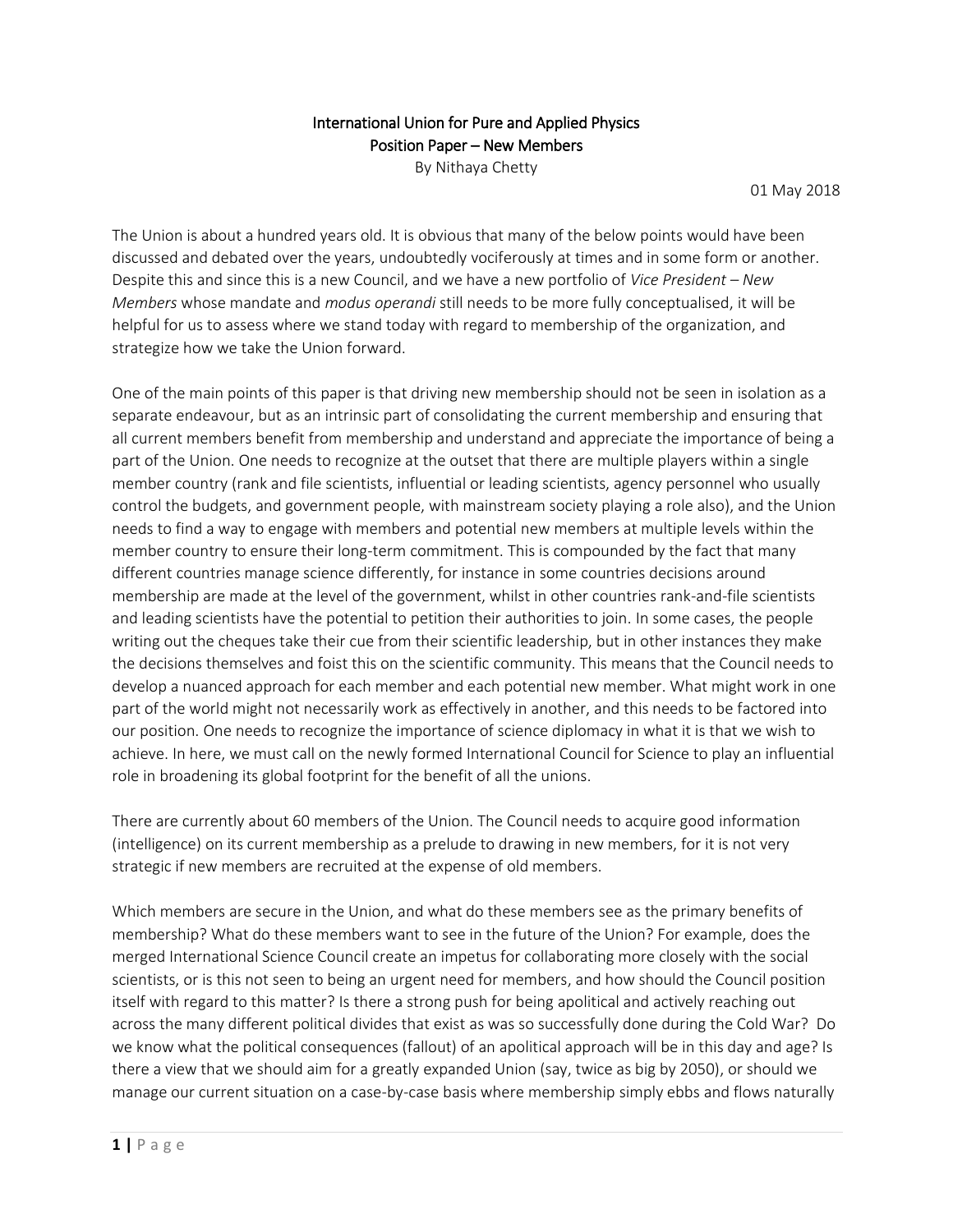# International Union for Pure and Applied Physics
## Position Paper – New Members

By Nithaya Chetty

01 May 2018

The Union is about a hundred years old. It is obvious that many of the below points would have been discussed and debated over the years, undoubtedly vociferously at times and in some form or another. Despite this and since this is a new Council, and we have a new portfolio of *Vice President – New Members* whose mandate and *modus operandi* still needs to be more fully conceptualised, it will be helpful for us to assess where we stand today with regard to membership of the organization, and strategize how we take the Union forward.

One of the main points of this paper is that driving new membership should not be seen in isolation as a separate endeavour, but as an intrinsic part of consolidating the current membership and ensuring that all current members benefit from membership and understand and appreciate the importance of being a part of the Union. One needs to recognize at the outset that there are multiple players within a single member country (rank and file scientists, influential or leading scientists, agency personnel who usually control the budgets, and government people, with mainstream society playing a role also), and the Union needs to find a way to engage with members and potential new members at multiple levels within the member country to ensure their long-term commitment. This is compounded by the fact that many different countries manage science differently, for instance in some countries decisions around membership are made at the level of the government, whilst in other countries rank-and-file scientists and leading scientists have the potential to petition their authorities to join. In some cases, the people writing out the cheques take their cue from their scientific leadership, but in other instances they make the decisions themselves and foist this on the scientific community. This means that the Council needs to develop a nuanced approach for each member and each potential new member. What might work in one part of the world might not necessarily work as effectively in another, and this needs to be factored into our position. One needs to recognize the importance of science diplomacy in what it is that we wish to achieve. In here, we must call on the newly formed International Council for Science to play an influential role in broadening its global footprint for the benefit of all the unions.

There are currently about 60 members of the Union. The Council needs to acquire good information (intelligence) on its current membership as a prelude to drawing in new members, for it is not very strategic if new members are recruited at the expense of old members.

Which members are secure in the Union, and what do these members see as the primary benefits of membership? What do these members want to see in the future of the Union? For example, does the merged International Science Council create an impetus for collaborating more closely with the social scientists, or is this not seen to being an urgent need for members, and how should the Council position itself with regard to this matter? Is there a strong push for being apolitical and actively reaching out across the many different political divides that exist as was so successfully done during the Cold War? Do we know what the political consequences (fallout) of an apolitical approach will be in this day and age? Is there a view that we should aim for a greatly expanded Union (say, twice as big by 2050), or should we manage our current situation on a case-by-case basis where membership simply ebbs and flows naturally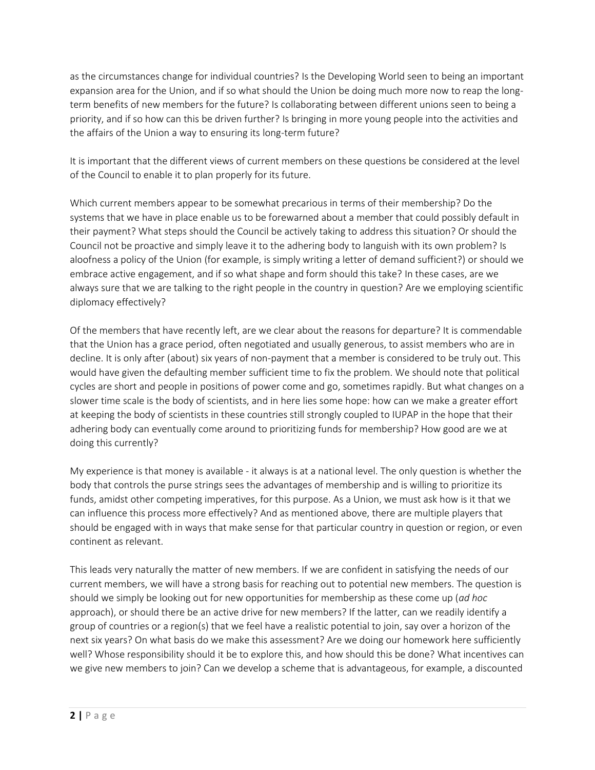as the circumstances change for individual countries? Is the Developing World seen to being an important expansion area for the Union, and if so what should the Union be doing much more now to reap the long-term benefits of new members for the future? Is collaborating between different unions seen to being a priority, and if so how can this be driven further? Is bringing in more young people into the activities and the affairs of the Union a way to ensuring its long-term future?

It is important that the different views of current members on these questions be considered at the level of the Council to enable it to plan properly for its future.

Which current members appear to be somewhat precarious in terms of their membership? Do the systems that we have in place enable us to be forewarned about a member that could possibly default in their payment? What steps should the Council be actively taking to address this situation? Or should the Council not be proactive and simply leave it to the adhering body to languish with its own problem? Is aloofness a policy of the Union (for example, is simply writing a letter of demand sufficient?) or should we embrace active engagement, and if so what shape and form should this take? In these cases, are we always sure that we are talking to the right people in the country in question? Are we employing scientific diplomacy effectively?

Of the members that have recently left, are we clear about the reasons for departure? It is commendable that the Union has a grace period, often negotiated and usually generous, to assist members who are in decline. It is only after (about) six years of non-payment that a member is considered to be truly out. This would have given the defaulting member sufficient time to fix the problem. We should note that political cycles are short and people in positions of power come and go, sometimes rapidly. But what changes on a slower time scale is the body of scientists, and in here lies some hope: how can we make a greater effort at keeping the body of scientists in these countries still strongly coupled to IUPAP in the hope that their adhering body can eventually come around to prioritizing funds for membership? How good are we at doing this currently?

My experience is that money is available - it always is at a national level. The only question is whether the body that controls the purse strings sees the advantages of membership and is willing to prioritize its funds, amidst other competing imperatives, for this purpose. As a Union, we must ask how is it that we can influence this process more effectively? And as mentioned above, there are multiple players that should be engaged with in ways that make sense for that particular country in question or region, or even continent as relevant.

This leads very naturally the matter of new members. If we are confident in satisfying the needs of our current members, we will have a strong basis for reaching out to potential new members. The question is should we simply be looking out for new opportunities for membership as these come up (*ad hoc* approach), or should there be an active drive for new members? If the latter, can we readily identify a group of countries or a region(s) that we feel have a realistic potential to join, say over a horizon of the next six years? On what basis do we make this assessment? Are we doing our homework here sufficiently well? Whose responsibility should it be to explore this, and how should this be done? What incentives can we give new members to join? Can we develop a scheme that is advantageous, for example, a discounted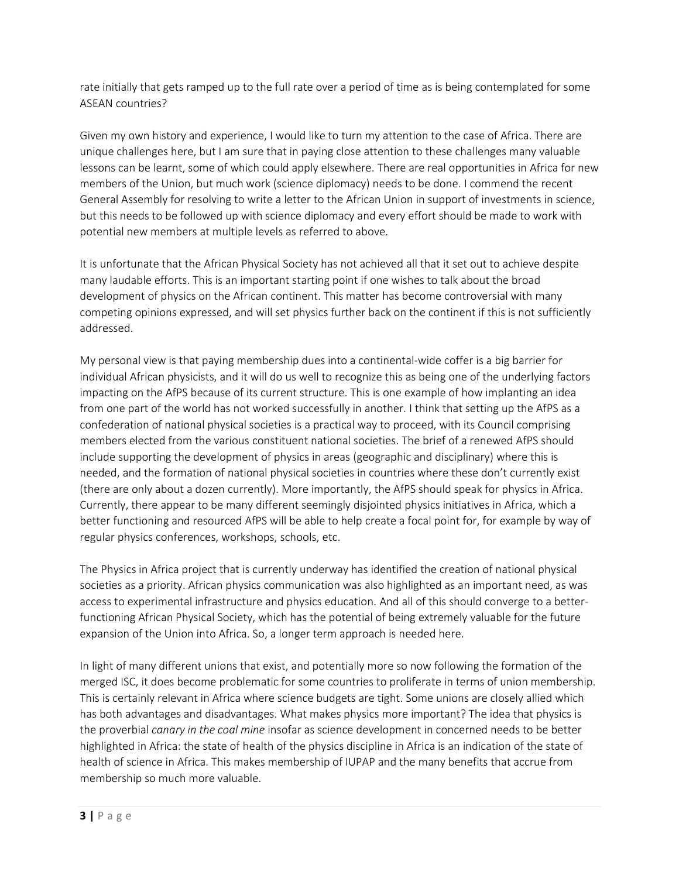rate initially that gets ramped up to the full rate over a period of time as is being contemplated for some ASEAN countries?

Given my own history and experience, I would like to turn my attention to the case of Africa. There are unique challenges here, but I am sure that in paying close attention to these challenges many valuable lessons can be learnt, some of which could apply elsewhere. There are real opportunities in Africa for new members of the Union, but much work (science diplomacy) needs to be done. I commend the recent General Assembly for resolving to write a letter to the African Union in support of investments in science, but this needs to be followed up with science diplomacy and every effort should be made to work with potential new members at multiple levels as referred to above.

It is unfortunate that the African Physical Society has not achieved all that it set out to achieve despite many laudable efforts. This is an important starting point if one wishes to talk about the broad development of physics on the African continent. This matter has become controversial with many competing opinions expressed, and will set physics further back on the continent if this is not sufficiently addressed.

My personal view is that paying membership dues into a continental-wide coffer is a big barrier for individual African physicists, and it will do us well to recognize this as being one of the underlying factors impacting on the AfPS because of its current structure. This is one example of how implanting an idea from one part of the world has not worked successfully in another. I think that setting up the AfPS as a confederation of national physical societies is a practical way to proceed, with its Council comprising members elected from the various constituent national societies. The brief of a renewed AfPS should include supporting the development of physics in areas (geographic and disciplinary) where this is needed, and the formation of national physical societies in countries where these don't currently exist (there are only about a dozen currently). More importantly, the AfPS should speak for physics in Africa. Currently, there appear to be many different seemingly disjointed physics initiatives in Africa, which a better functioning and resourced AfPS will be able to help create a focal point for, for example by way of regular physics conferences, workshops, schools, etc.

The Physics in Africa project that is currently underway has identified the creation of national physical societies as a priority. African physics communication was also highlighted as an important need, as was access to experimental infrastructure and physics education. And all of this should converge to a better-functioning African Physical Society, which has the potential of being extremely valuable for the future expansion of the Union into Africa. So, a longer term approach is needed here.

In light of many different unions that exist, and potentially more so now following the formation of the merged ISC, it does become problematic for some countries to proliferate in terms of union membership. This is certainly relevant in Africa where science budgets are tight. Some unions are closely allied which has both advantages and disadvantages. What makes physics more important? The idea that physics is the proverbial *canary in the coal mine* insofar as science development in concerned needs to be better highlighted in Africa: the state of health of the physics discipline in Africa is an indication of the state of health of science in Africa. This makes membership of IUPAP and the many benefits that accrue from membership so much more valuable.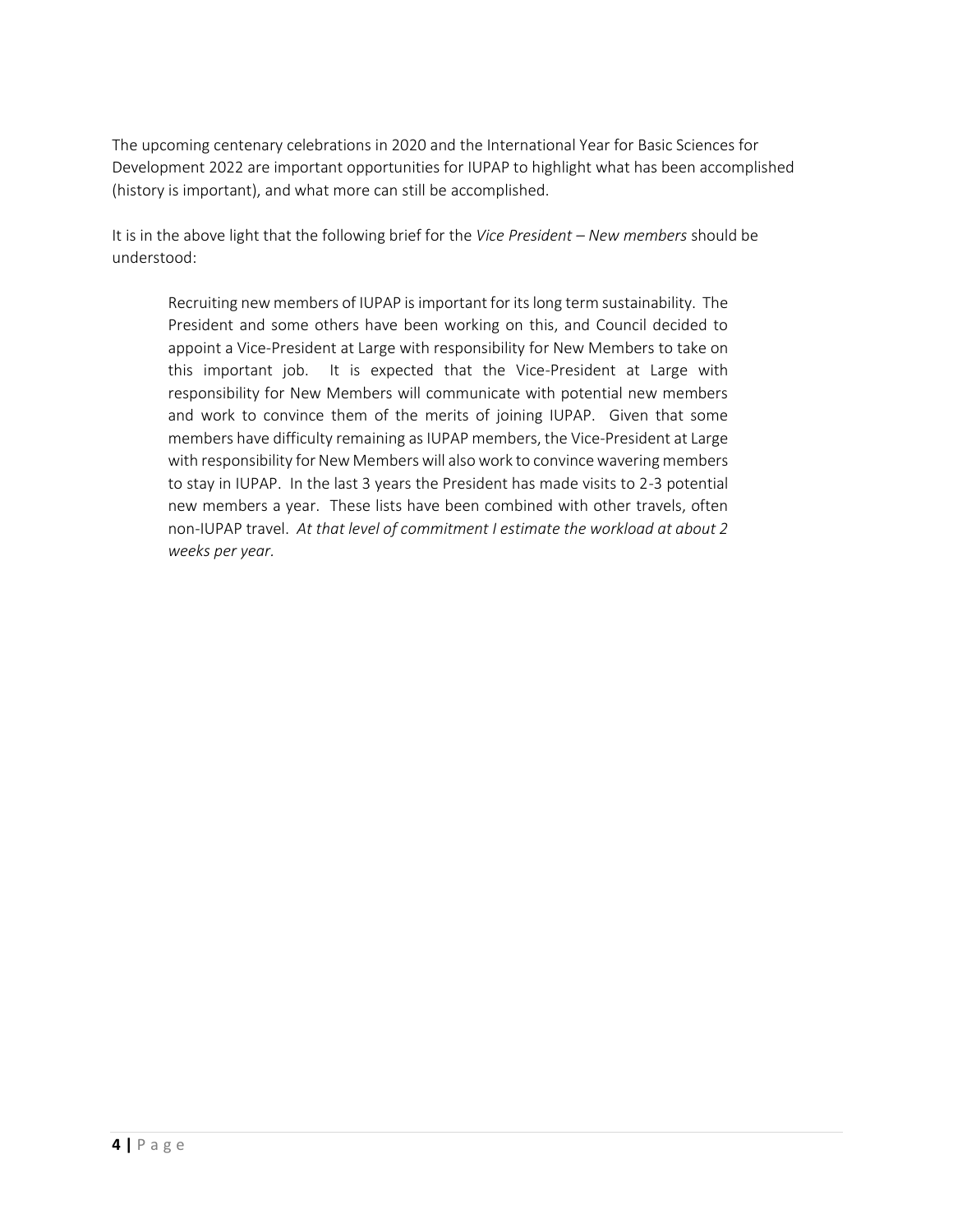The upcoming centenary celebrations in 2020 and the International Year for Basic Sciences for Development 2022 are important opportunities for IUPAP to highlight what has been accomplished (history is important), and what more can still be accomplished.

It is in the above light that the following brief for the *Vice President – New members* should be understood:

> Recruiting new members of IUPAP is important for its long term sustainability. The President and some others have been working on this, and Council decided to appoint a Vice-President at Large with responsibility for New Members to take on this important job. It is expected that the Vice-President at Large with responsibility for New Members will communicate with potential new members and work to convince them of the merits of joining IUPAP. Given that some members have difficulty remaining as IUPAP members, the Vice-President at Large with responsibility for New Members will also work to convince wavering members to stay in IUPAP. In the last 3 years the President has made visits to 2-3 potential new members a year. These lists have been combined with other travels, often non-IUPAP travel. *At that level of commitment I estimate the workload at about 2 weeks per year.*